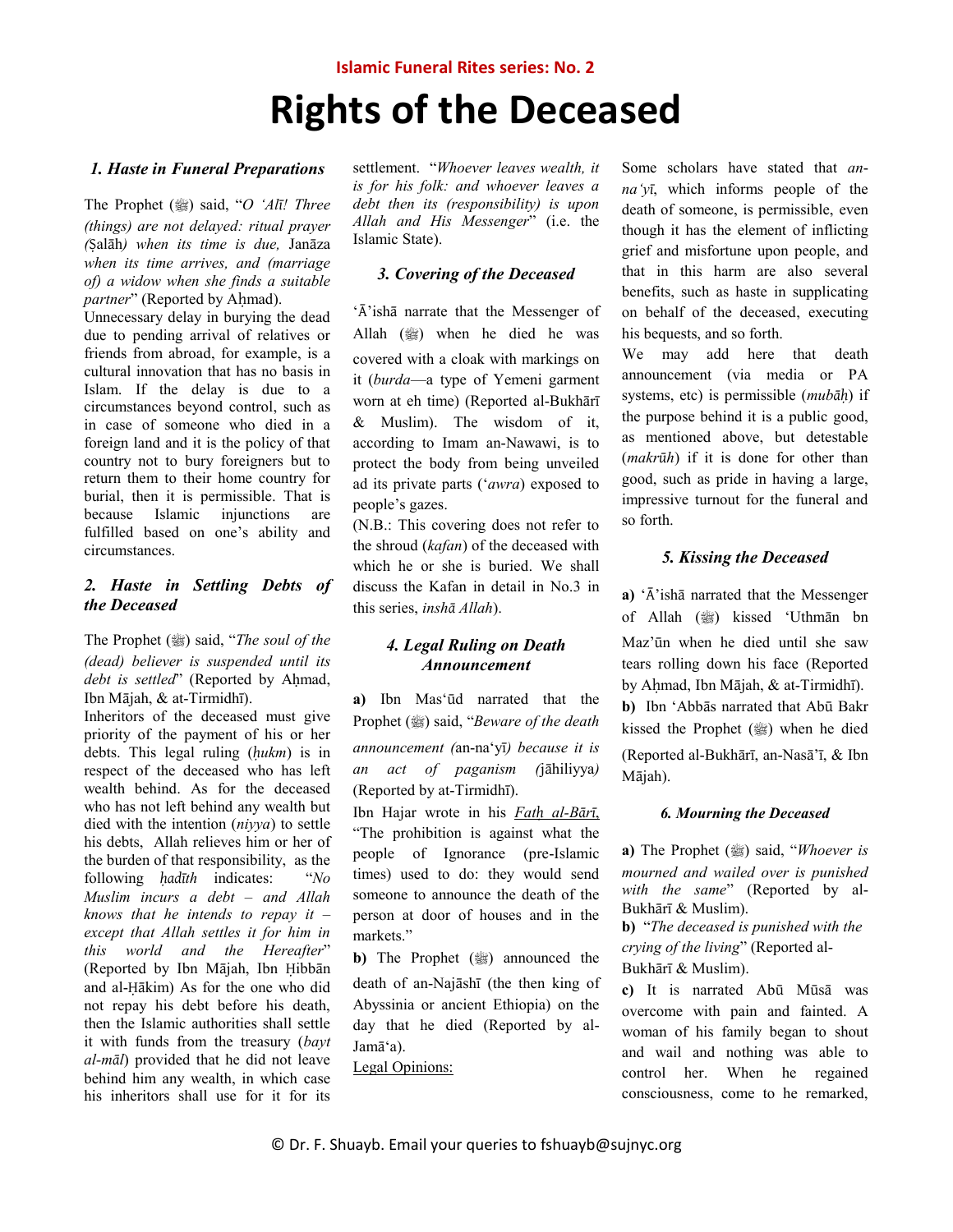**Islamic Funeral Rites series: No. 2**

# Rights of the Deceased

### *1. Haste in Funeral Preparations*

The Prophet (ﷺ) said, "*O 'Alī! Three (things) are not delayed: ritual prayer (*Ṣalāh*) when its time is due,* Janāza *when its time arrives, and (marriage of) a widow when she finds a suitable partner*" (Reported by Aḥmad).

Unnecessary delay in burying the dead due to pending arrival of relatives or friends from abroad, for example, is a cultural innovation that has no basis in Islam. If the delay is due to a circumstances beyond control, such as in case of someone who died in a foreign land and it is the policy of that country not to bury foreigners but to return them to their home country for burial, then it is permissible. That is because Islamic injunctions are fulfilled based on one's ability and circumstances.

### *2. Haste in Settling Debts of the Deceased*

The Prophet (ﷺ) said, "*The soul of the (dead) believer is suspended until its debt is settled*" (Reported by Aḥmad, Ibn Mājah, & at-Tirmidhī).

Inheritors of the deceased must give priority of the payment of his or her debts. This legal ruling (*ḥukm*) is in respect of the deceased who has left wealth behind. As for the deceased who has not left behind any wealth but died with the intention (*niyya*) to settle his debts, Allah relieves him or her of the burden of that responsibility, as the following *ḥadīth* indicates: "*No Muslim incurs a debt – and Allah knows that he intends to repay it – except that Allah settles it for him in this world and the Hereafter*" (Reported by Ibn Mājah, Ibn Ḥibbān and al-Ḥākim) As for the one who did not repay his debt before his death, then the Islamic authorities shall settle it with funds from the treasury (*bayt al-māl*) provided that he did not leave behind him any wealth, in which case his inheritors shall use for it for its settlement. "*Whoever leaves wealth, it is for his folk: and whoever leaves a debt then its (responsibility) is upon Allah and His Messenger*" (i.e. the Islamic State).

### *3. Covering of the Deceased*

'Ā'ishā narrate that the Messenger of Allah (ﷺ) when he died he was covered with a cloak with markings on it (*burda*—a type of Yemeni garment worn at eh time) (Reported al-Bukhārī & Muslim). The wisdom of it, according to Imam an-Nawawi, is to protect the body from being unveiled ad its private parts ('*awra*) exposed to people's gazes.

(N.B.: This covering does not refer to the shroud (*kafan*) of the deceased with which he or she is buried. We shall discuss the Kafan in detail in No.3 in this series, *inshā Allah*).

### *4. Legal Ruling on Death Announcement*

**a)** Ibn Mas'ūd narrated that the Prophet (ﷺ) said, "*Beware of the death announcement (*an-na'yī*) because it is an act of paganism (*jāhiliyya*)* (Reported by at-Tirmidhī).

Ibn Hajar wrote in his *Fatḥ al-Bārī*, "The prohibition is against what the people of Ignorance (pre-Islamic times) used to do: they would send someone to announce the death of the person at door of houses and in the markets."

**b)** The Prophet (ﷺ) announced the death of an-Najāshī (the then king of Abyssinia or ancient Ethiopia) on the day that he died (Reported by al-Jamā'a).

Legal Opinions:

Some scholars have stated that *an-na'yī*, which informs people of the death of someone, is permissible, even though it has the element of inflicting grief and misfortune upon people, and that in this harm are also several benefits, such as haste in supplicating on behalf of the deceased, executing his bequests, and so forth.

We may add here that death announcement (via media or PA systems, etc) is permissible (*mubāḥ*) if the purpose behind it is a public good, as mentioned above, but detestable (*makrūh*) if it is done for other than good, such as pride in having a large, impressive turnout for the funeral and so forth.

### *5. Kissing the Deceased*

**a)** 'Ā'ishā narrated that the Messenger of Allah (ﷺ) kissed 'Uthmān bn Maz'ūn when he died until she saw tears rolling down his face (Reported by Aḥmad, Ibn Mājah, & at-Tirmidhī).

**b)** Ibn 'Abbās narrated that Abū Bakr kissed the Prophet (ﷺ) when he died (Reported al-Bukhārī, an-Nasā'ī, & Ibn Mājah).

### *6. Mourning the Deceased*

**a)** The Prophet (ﷺ) said, "*Whoever is mourned and wailed over is punished with the same*" (Reported by al-Bukhārī & Muslim).

**b)** "*The deceased is punished with the crying of the living*" (Reported al-Bukhārī & Muslim).

**c)** It is narrated Abū Mūsā was overcome with pain and fainted. A woman of his family began to shout and wail and nothing was able to control her. When he regained consciousness, come to he remarked,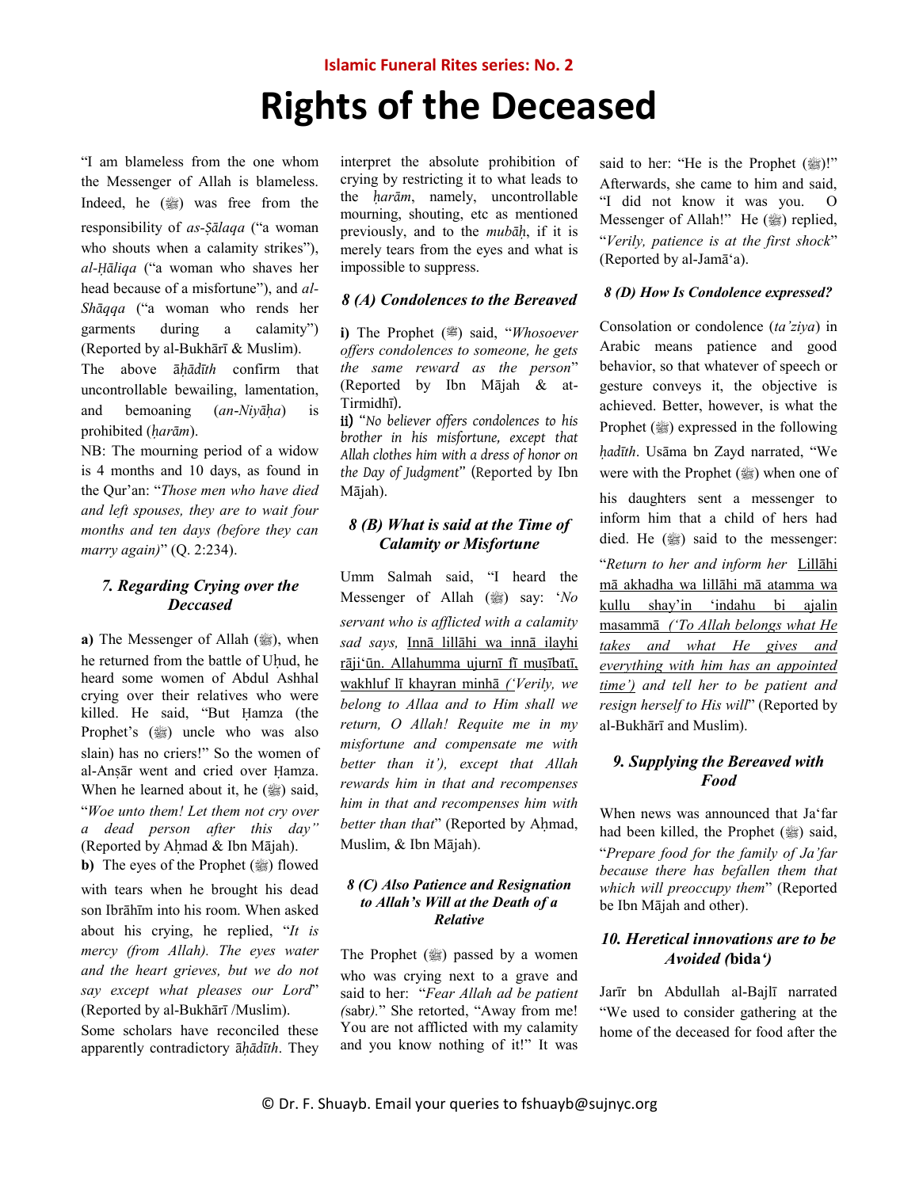# Rights of the Deceased

"I am blameless from the one whom the Messenger of Allah is blameless. Indeed, he (ﷺ) was free from the responsibility of *as-Ṣālaqa* ("a woman who shouts when a calamity strikes"), *al-Ḥāliqa* ("a woman who shaves her head because of a misfortune"), and *al-Shāqqa* ("a woman who rends her garments during a calamity") (Reported by al-Bukhārī & Muslim).

The above *āḥādīth* confirm that uncontrollable bewailing, lamentation, and bemoaning (*an-Niyāḥa*) is prohibited (*ḥarām*).

NB: The mourning period of a widow is 4 months and 10 days, as found in the Qur'an: "*Those men who have died and left spouses, they are to wait four months and ten days (before they can marry again)*" (Q. 2:234).

### *7. Regarding Crying over the Deccased*

**a)** The Messenger of Allah (ﷺ), when he returned from the battle of Uḥud, he heard some women of Abdul Ashhal crying over their relatives who were killed. He said, "But Ḥamza (the Prophet's (ﷺ) uncle who was also slain) has no criers!" So the women of al-Anṣār went and cried over Ḥamza. When he learned about it, he (ﷺ) said, "*Woe unto them! Let them not cry over a dead person after this day"* (Reported by Aḥmad & Ibn Mājah).

**b)** The eyes of the Prophet (ﷺ) flowed with tears when he brought his dead son Ibrāhīm into his room. When asked about his crying, he replied, "*It is mercy (from Allah). The eyes water and the heart grieves, but we do not say except what pleases our Lord*" (Reported by al-Bukhārī /Muslim).

Some scholars have reconciled these apparently contradictory āḥādīth. They interpret the absolute prohibition of crying by restricting it to what leads to the *ḥarām*, namely, uncontrollable mourning, shouting, etc as mentioned previously, and to the *mubāḥ*, if it is merely tears from the eyes and what is impossible to suppress.

### *8 (A) Condolences to the Bereaved*

**i)** The Prophet (ﷺ) said, "*Whosoever offers condolences to someone, he gets the same reward as the person*" (Reported by Ibn Mājah & at-Tirmidhī).

**ii)** "*No believer offers condolences to his brother in his misfortune, except that Allah clothes him with a dress of honor on the Day of Judgment*" (Reported by Ibn Mājah).

### *8 (B) What is said at the Time of Calamity or Misfortune*

Umm Salmah said, "I heard the Messenger of Allah (ﷺ) say: '*No servant who is afflicted with a calamity sad says,* Innā lillāhi wa innā ilayhi rāji'ūn. Allahumma ujurnī fī muṣībatī, wakhluf lī khayran minhā *('Verily, we belong to Allaa and to Him shall we return, O Allah! Requite me in my misfortune and compensate me with better than it'), except that Allah rewards him in that and recompenses him in that and recompenses him with better than that*" (Reported by Aḥmad, Muslim, & Ibn Mājah).

#### *8 (C) Also Patience and Resignation to Allah's Will at the Death of a Relative*

The Prophet (ﷺ) passed by a women who was crying next to a grave and said to her: "*Fear Allah ad be patient (*sabr*).*" She retorted, "Away from me! You are not afflicted with my calamity and you know nothing of it!" It was said to her: "He is the Prophet (ﷺ)!" Afterwards, she came to him and said, "I did not know it was you. O Messenger of Allah!" He (ﷺ) replied, "*Verily, patience is at the first shock*" (Reported by al-Jamā'a).

#### *8 (D) How Is Condolence expressed?*

Consolation or condolence (*ta'ziya*) in Arabic means patience and good behavior, so that whatever of speech or gesture conveys it, the objective is achieved. Better, however, is what the Prophet (ﷺ) expressed in the following *ḥadīth*. Usāma bn Zayd narrated, "We were with the Prophet (ﷺ) when one of his daughters sent a messenger to inform him that a child of hers had died. He (ﷺ) said to the messenger: "*Return to her and inform her* Lillāhi mā akhadha wa lillāhi mā atamma wa kullu shay'in 'indahu bi ajalin masammā *('To Allah belongs what He takes and what He gives and everything with him has an appointed time') and tell her to be patient and resign herself to His will*" (Reported by al-Bukhārī and Muslim).

### *9. Supplying the Bereaved with Food*

When news was announced that Ja'far had been killed, the Prophet (ﷺ) said, "*Prepare food for the family of Ja'far because there has befallen them that which will preoccupy them*" (Reported be Ibn Mājah and other).

### *10. Heretical innovations are to be Avoided (***bida'***)*

Jarīr bn Abdullah al-Bajlī narrated "We used to consider gathering at the home of the deceased for food after the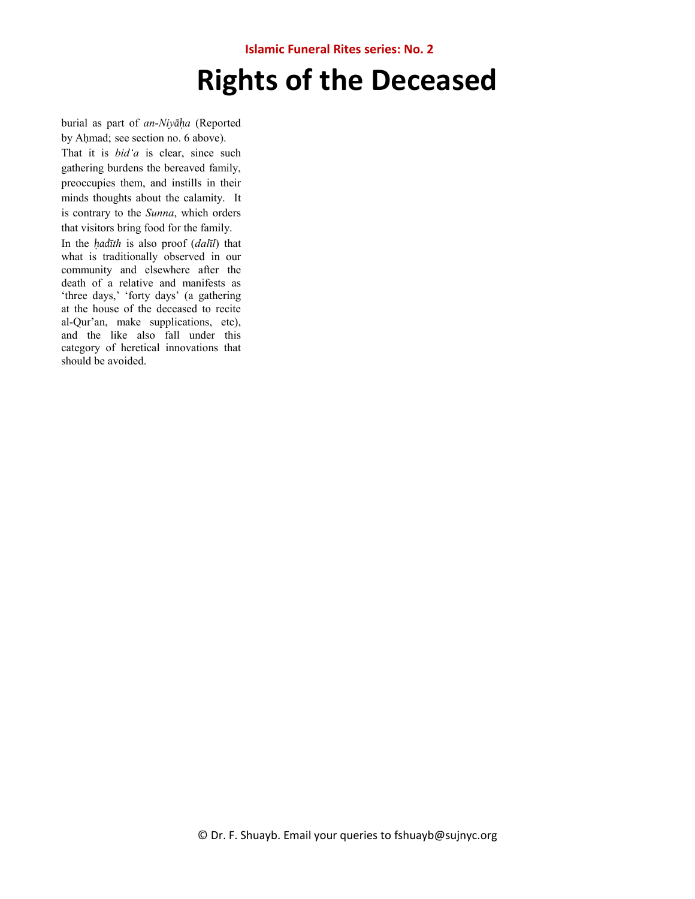burial as part of *an-Niyāḥa* (Reported by Aḥmad; see section no. 6 above).

That it is *bid'a* is clear, since such gathering burdens the bereaved family, preoccupies them, and instills in their minds thoughts about the calamity. It is contrary to the *Sunna*, which orders that visitors bring food for the family.

In the *ḥadīth* is also proof (*dalīl*) that what is traditionally observed in our community and elsewhere after the death of a relative and manifests as 'three days,' 'forty days' (a gathering at the house of the deceased to recite al-Qur'an, make supplications, etc), and the like also fall under this category of heretical innovations that should be avoided.